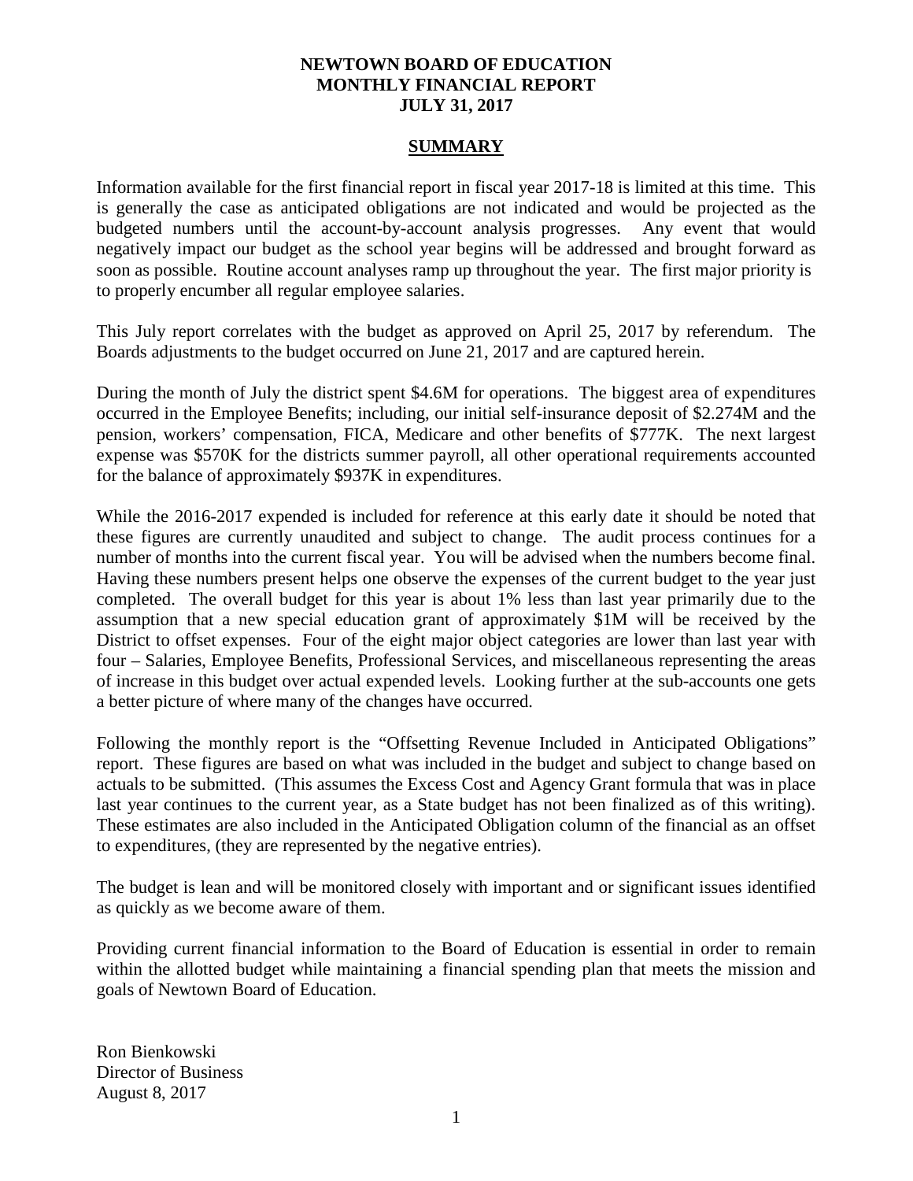# NEWTOWN BOARD OF EDUCATION
# MONTHLY FINANCIAL REPORT
# JULY 31, 2017

## SUMMARY

Information available for the first financial report in fiscal year 2017-18 is limited at this time. This is generally the case as anticipated obligations are not indicated and would be projected as the budgeted numbers until the account-by-account analysis progresses. Any event that would negatively impact our budget as the school year begins will be addressed and brought forward as soon as possible. Routine account analyses ramp up throughout the year. The first major priority is to properly encumber all regular employee salaries.

This July report correlates with the budget as approved on April 25, 2017 by referendum. The Boards adjustments to the budget occurred on June 21, 2017 and are captured herein.

During the month of July the district spent \$4.6M for operations. The biggest area of expenditures occurred in the Employee Benefits; including, our initial self-insurance deposit of \$2.274M and the pension, workers' compensation, FICA, Medicare and other benefits of \$777K. The next largest expense was \$570K for the districts summer payroll, all other operational requirements accounted for the balance of approximately \$937K in expenditures.

While the 2016-2017 expended is included for reference at this early date it should be noted that these figures are currently unaudited and subject to change. The audit process continues for a number of months into the current fiscal year. You will be advised when the numbers become final. Having these numbers present helps one observe the expenses of the current budget to the year just completed. The overall budget for this year is about 1% less than last year primarily due to the assumption that a new special education grant of approximately \$1M will be received by the District to offset expenses. Four of the eight major object categories are lower than last year with four – Salaries, Employee Benefits, Professional Services, and miscellaneous representing the areas of increase in this budget over actual expended levels. Looking further at the sub-accounts one gets a better picture of where many of the changes have occurred.

Following the monthly report is the "Offsetting Revenue Included in Anticipated Obligations" report. These figures are based on what was included in the budget and subject to change based on actuals to be submitted. (This assumes the Excess Cost and Agency Grant formula that was in place last year continues to the current year, as a State budget has not been finalized as of this writing). These estimates are also included in the Anticipated Obligation column of the financial as an offset to expenditures, (they are represented by the negative entries).

The budget is lean and will be monitored closely with important and or significant issues identified as quickly as we become aware of them.

Providing current financial information to the Board of Education is essential in order to remain within the allotted budget while maintaining a financial spending plan that meets the mission and goals of Newtown Board of Education.

Ron Bienkowski
Director of Business
August 8, 2017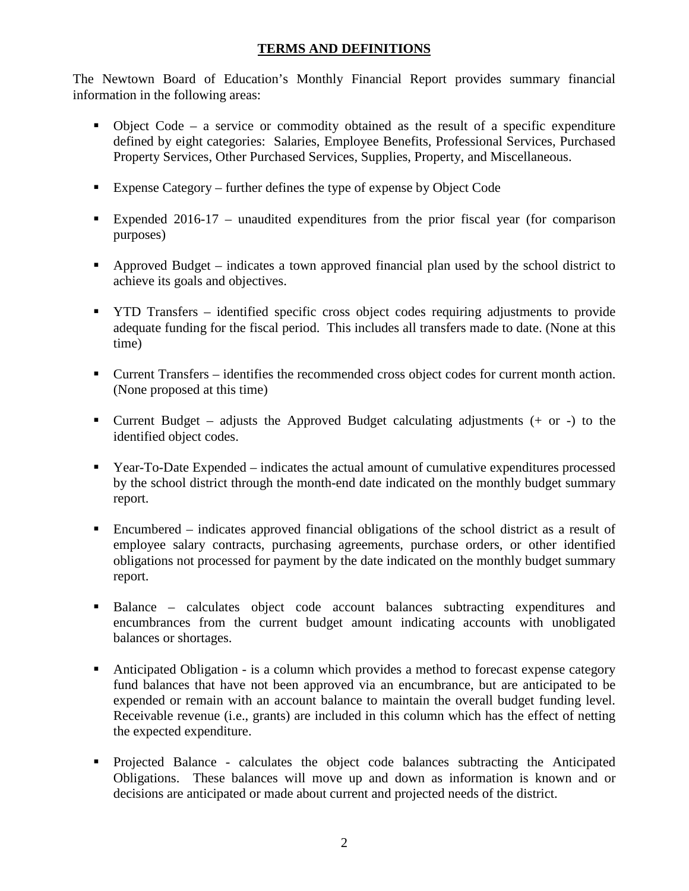# TERMS AND DEFINITIONS

The Newtown Board of Education's Monthly Financial Report provides summary financial information in the following areas:

- Object Code – a service or commodity obtained as the result of a specific expenditure defined by eight categories: Salaries, Employee Benefits, Professional Services, Purchased Property Services, Other Purchased Services, Supplies, Property, and Miscellaneous.

- Expense Category – further defines the type of expense by Object Code

- Expended 2016-17 – unaudited expenditures from the prior fiscal year (for comparison purposes)

- Approved Budget – indicates a town approved financial plan used by the school district to achieve its goals and objectives.

- YTD Transfers – identified specific cross object codes requiring adjustments to provide adequate funding for the fiscal period. This includes all transfers made to date. (None at this time)

- Current Transfers – identifies the recommended cross object codes for current month action. (None proposed at this time)

- Current Budget – adjusts the Approved Budget calculating adjustments (+ or -) to the identified object codes.

- Year-To-Date Expended – indicates the actual amount of cumulative expenditures processed by the school district through the month-end date indicated on the monthly budget summary report.

- Encumbered – indicates approved financial obligations of the school district as a result of employee salary contracts, purchasing agreements, purchase orders, or other identified obligations not processed for payment by the date indicated on the monthly budget summary report.

- Balance – calculates object code account balances subtracting expenditures and encumbrances from the current budget amount indicating accounts with unobligated balances or shortages.

- Anticipated Obligation - is a column which provides a method to forecast expense category fund balances that have not been approved via an encumbrance, but are anticipated to be expended or remain with an account balance to maintain the overall budget funding level. Receivable revenue (i.e., grants) are included in this column which has the effect of netting the expected expenditure.

- Projected Balance - calculates the object code balances subtracting the Anticipated Obligations. These balances will move up and down as information is known and or decisions are anticipated or made about current and projected needs of the district.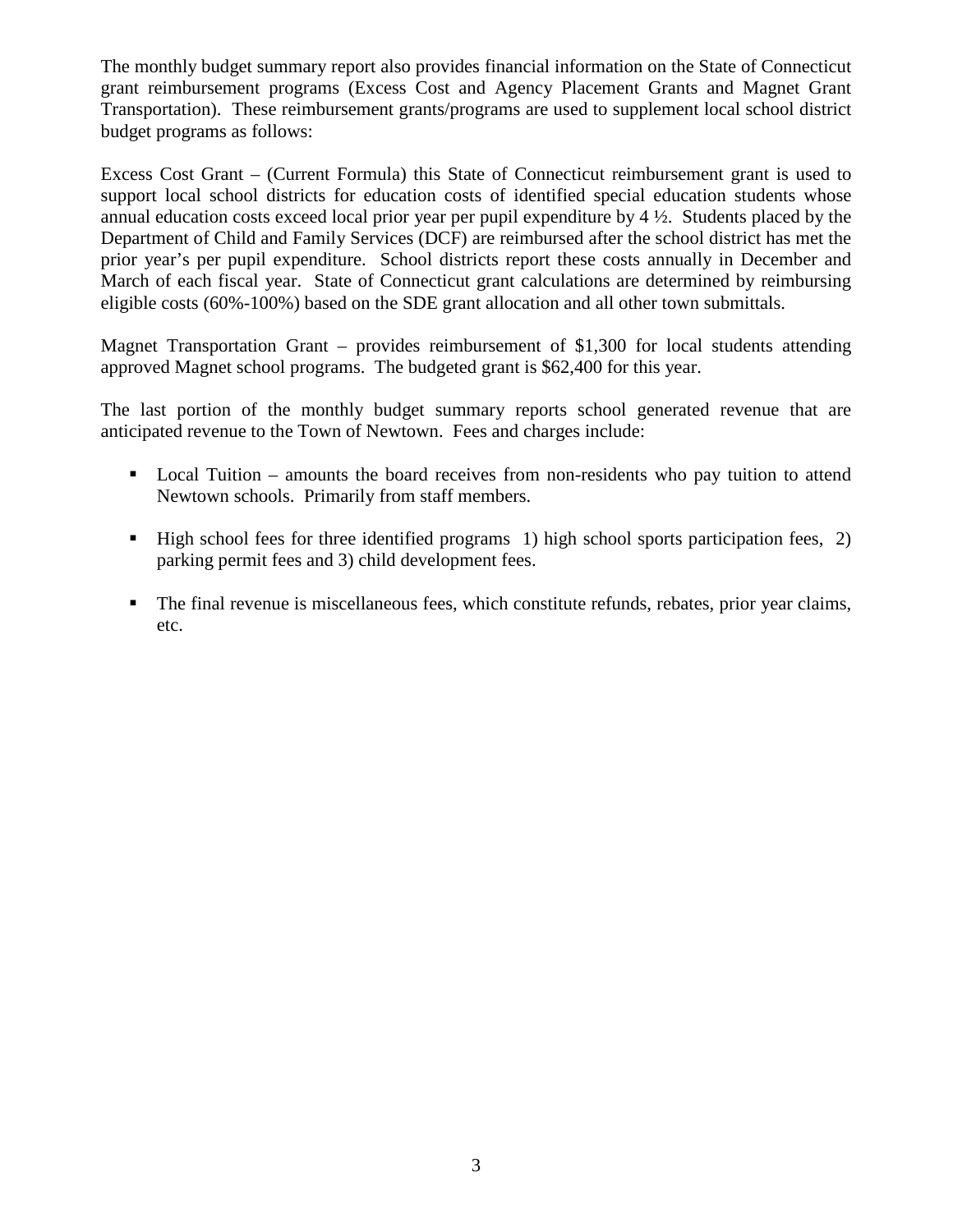The monthly budget summary report also provides financial information on the State of Connecticut grant reimbursement programs (Excess Cost and Agency Placement Grants and Magnet Grant Transportation). These reimbursement grants/programs are used to supplement local school district budget programs as follows:

Excess Cost Grant – (Current Formula) this State of Connecticut reimbursement grant is used to support local school districts for education costs of identified special education students whose annual education costs exceed local prior year per pupil expenditure by 4 ½. Students placed by the Department of Child and Family Services (DCF) are reimbursed after the school district has met the prior year's per pupil expenditure. School districts report these costs annually in December and March of each fiscal year. State of Connecticut grant calculations are determined by reimbursing eligible costs (60%-100%) based on the SDE grant allocation and all other town submittals.

Magnet Transportation Grant – provides reimbursement of $1,300 for local students attending approved Magnet school programs. The budgeted grant is $62,400 for this year.

The last portion of the monthly budget summary reports school generated revenue that are anticipated revenue to the Town of Newtown. Fees and charges include:

- Local Tuition – amounts the board receives from non-residents who pay tuition to attend Newtown schools. Primarily from staff members.
- High school fees for three identified programs 1) high school sports participation fees, 2) parking permit fees and 3) child development fees.
- The final revenue is miscellaneous fees, which constitute refunds, rebates, prior year claims, etc.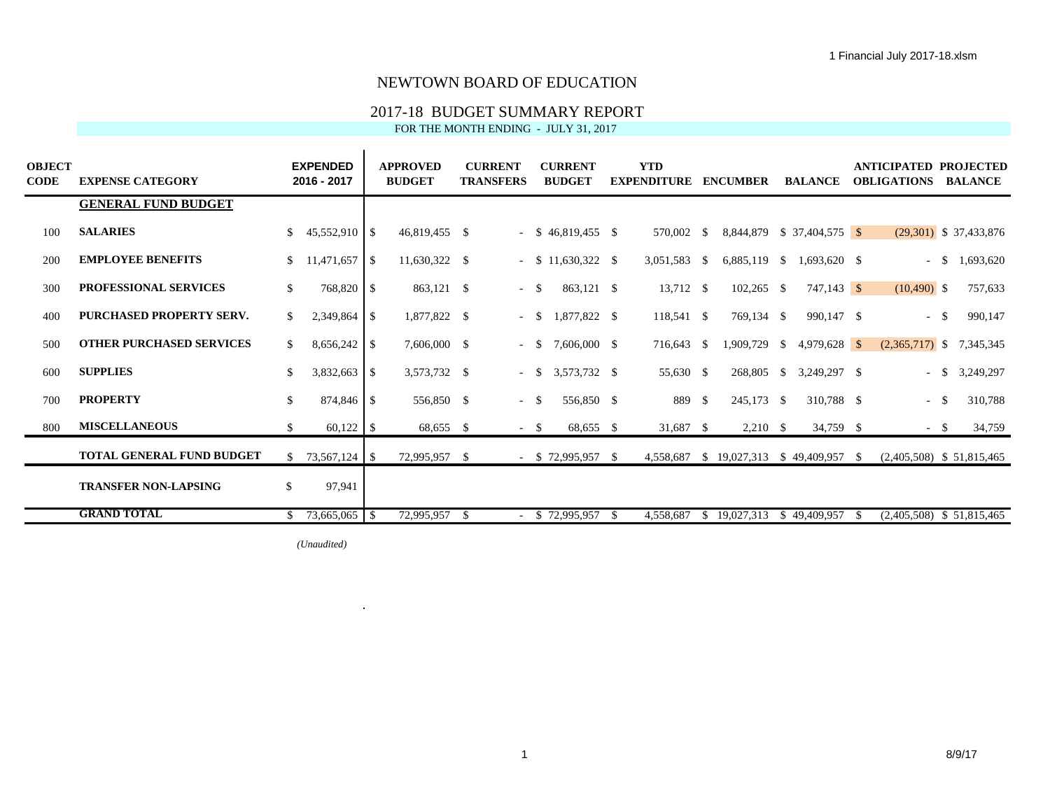NEWTOWN BOARD OF EDUCATION

2017-18 BUDGET SUMMARY REPORT

FOR THE MONTH ENDING - JULY 31, 2017

| OBJECT CODE | EXPENSE CATEGORY | EXPENDED 2016 - 2017 | APPROVED BUDGET | CURRENT TRANSFERS | CURRENT BUDGET | YTD EXPENDITURE | ENCUMBER | BALANCE | ANTICIPATED OBLIGATIONS | PROJECTED BALANCE |
|---|---|---|---|---|---|---|---|---|---|---|
| | **GENERAL FUND BUDGET** | | | | | | | | | |
| 100 | **SALARIES** | $ 45,552,910 | $ 46,819,455 | $ - | $ 46,819,455 | $ 570,002 | $ 8,844,879 | $ 37,404,575 | $ (29,301) | $ 37,433,876 |
| 200 | **EMPLOYEE BENEFITS** | $ 11,471,657 | $ 11,630,322 | $ - | $ 11,630,322 | $ 3,051,583 | $ 6,885,119 | $ 1,693,620 | $ - | $ 1,693,620 |
| 300 | **PROFESSIONAL SERVICES** | $ 768,820 | $ 863,121 | $ - | $ 863,121 | $ 13,712 | $ 102,265 | $ 747,143 | $ (10,490) | $ 757,633 |
| 400 | **PURCHASED PROPERTY SERV.** | $ 2,349,864 | $ 1,877,822 | $ - | $ 1,877,822 | $ 118,541 | $ 769,134 | $ 990,147 | $ - | $ 990,147 |
| 500 | **OTHER PURCHASED SERVICES** | $ 8,656,242 | $ 7,606,000 | $ - | $ 7,606,000 | $ 716,643 | $ 1,909,729 | $ 4,979,628 | $ (2,365,717) | $ 7,345,345 |
| 600 | **SUPPLIES** | $ 3,832,663 | $ 3,573,732 | $ - | $ 3,573,732 | $ 55,630 | $ 268,805 | $ 3,249,297 | $ - | $ 3,249,297 |
| 700 | **PROPERTY** | $ 874,846 | $ 556,850 | $ - | $ 556,850 | $ 889 | $ 245,173 | $ 310,788 | $ - | $ 310,788 |
| 800 | **MISCELLANEOUS** | $ 60,122 | $ 68,655 | $ - | $ 68,655 | $ 31,687 | $ 2,210 | $ 34,759 | $ - | $ 34,759 |
| | **TOTAL GENERAL FUND BUDGET** | $ 73,567,124 | $ 72,995,957 | $ - | $ 72,995,957 | $ 4,558,687 | $ 19,027,313 | $ 49,409,957 | $ (2,405,508) | $ 51,815,465 |
| | **TRANSFER NON-LAPSING** | $ 97,941 | | | | | | | | |
| | **GRAND TOTAL** | $ 73,665,065 | $ 72,995,957 | $ - | $ 72,995,957 | $ 4,558,687 | $ 19,027,313 | $ 49,409,957 | $ (2,405,508) | $ 51,815,465 |

*(Unaudited)*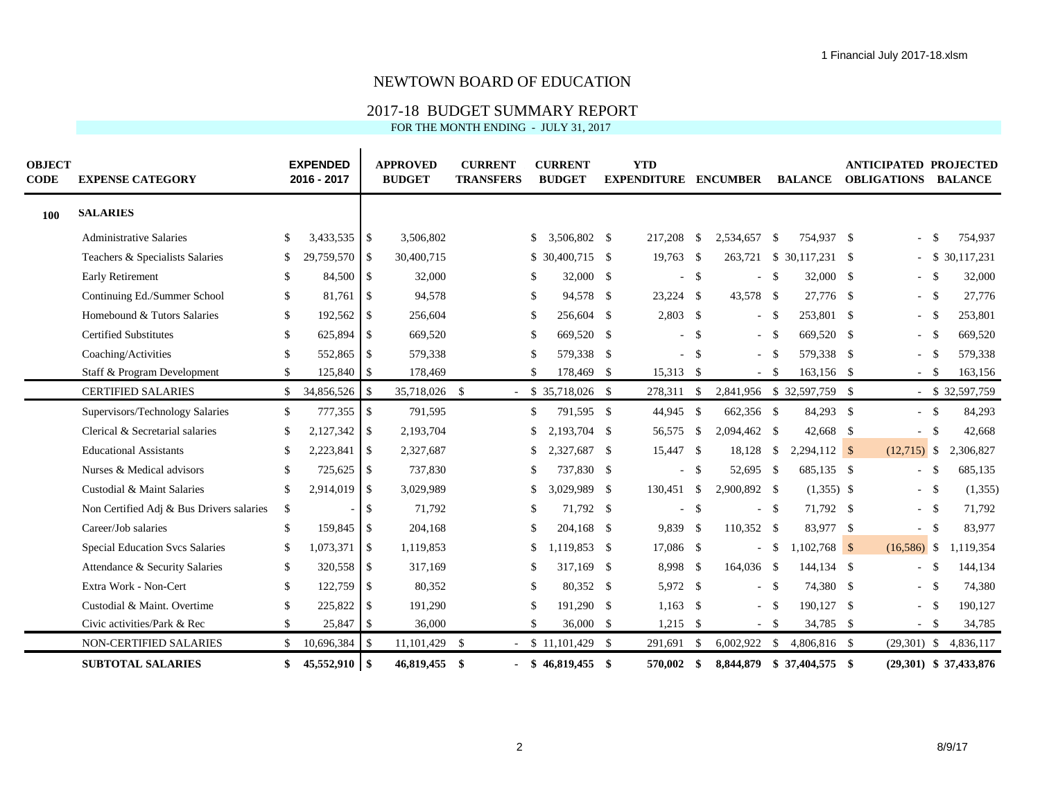# NEWTOWN BOARD OF EDUCATION

## 2017-18 BUDGET SUMMARY REPORT

FOR THE MONTH ENDING - JULY 31, 2017

| OBJECT CODE | EXPENSE CATEGORY | EXPENDED 2016 - 2017 | APPROVED BUDGET | CURRENT TRANSFERS | CURRENT BUDGET | YTD EXPENDITURE | ENCUMBER | BALANCE | ANTICIPATED OBLIGATIONS | PROJECTED BALANCE |
|---|---|---|---|---|---|---|---|---|---|---|
| **100** | **SALARIES** | | | | | | | | | |
| | Administrative Salaries | $ 3,433,535 | $ 3,506,802 | | $ 3,506,802 | $ 217,208 | $ 2,534,657 | $ 754,937 | $ - | $ 754,937 |
| | Teachers & Specialists Salaries | $ 29,759,570 | $ 30,400,715 | | $ 30,400,715 | $ 19,763 | $ 263,721 | $ 30,117,231 | $ - | $ 30,117,231 |
| | Early Retirement | $ 84,500 | $ 32,000 | | $ 32,000 | $ - | $ - | $ 32,000 | $ - | $ 32,000 |
| | Continuing Ed./Summer School | $ 81,761 | $ 94,578 | | $ 94,578 | $ 23,224 | $ 43,578 | $ 27,776 | $ - | $ 27,776 |
| | Homebound & Tutors Salaries | $ 192,562 | $ 256,604 | | $ 256,604 | $ 2,803 | $ - | $ 253,801 | $ - | $ 253,801 |
| | Certified Substitutes | $ 625,894 | $ 669,520 | | $ 669,520 | $ - | $ - | $ 669,520 | $ - | $ 669,520 |
| | Coaching/Activities | $ 552,865 | $ 579,338 | | $ 579,338 | $ - | $ - | $ 579,338 | $ - | $ 579,338 |
| | Staff & Program Development | $ 125,840 | $ 178,469 | | $ 178,469 | $ 15,313 | $ - | $ 163,156 | $ - | $ 163,156 |
| | CERTIFIED SALARIES | $ 34,856,526 | $ 35,718,026 | $ - | $ 35,718,026 | $ 278,311 | $ 2,841,956 | $ 32,597,759 | $ - | $ 32,597,759 |
| | Supervisors/Technology Salaries | $ 777,355 | $ 791,595 | | $ 791,595 | $ 44,945 | $ 662,356 | $ 84,293 | $ - | $ 84,293 |
| | Clerical & Secretarial salaries | $ 2,127,342 | $ 2,193,704 | | $ 2,193,704 | $ 56,575 | $ 2,094,462 | $ 42,668 | $ - | $ 42,668 |
| | Educational Assistants | $ 2,223,841 | $ 2,327,687 | | $ 2,327,687 | $ 15,447 | $ 18,128 | $ 2,294,112 | $ (12,715) | $ 2,306,827 |
| | Nurses & Medical advisors | $ 725,625 | $ 737,830 | | $ 737,830 | $ - | $ 52,695 | $ 685,135 | $ - | $ 685,135 |
| | Custodial & Maint Salaries | $ 2,914,019 | $ 3,029,989 | | $ 3,029,989 | $ 130,451 | $ 2,900,892 | $ (1,355) | $ - | $ (1,355) |
| | Non Certified Adj & Bus Drivers salaries | $ - | $ 71,792 | | $ 71,792 | $ - | $ - | $ 71,792 | $ - | $ 71,792 |
| | Career/Job salaries | $ 159,845 | $ 204,168 | | $ 204,168 | $ 9,839 | $ 110,352 | $ 83,977 | $ - | $ 83,977 |
| | Special Education Svcs Salaries | $ 1,073,371 | $ 1,119,853 | | $ 1,119,853 | $ 17,086 | $ - | $ 1,102,768 | $ (16,586) | $ 1,119,354 |
| | Attendance & Security Salaries | $ 320,558 | $ 317,169 | | $ 317,169 | $ 8,998 | $ 164,036 | $ 144,134 | $ - | $ 144,134 |
| | Extra Work - Non-Cert | $ 122,759 | $ 80,352 | | $ 80,352 | $ 5,972 | $ - | $ 74,380 | $ - | $ 74,380 |
| | Custodial & Maint. Overtime | $ 225,822 | $ 191,290 | | $ 191,290 | $ 1,163 | $ - | $ 190,127 | $ - | $ 190,127 |
| | Civic activities/Park & Rec | $ 25,847 | $ 36,000 | | $ 36,000 | $ 1,215 | $ - | $ 34,785 | $ - | $ 34,785 |
| | NON-CERTIFIED SALARIES | $ 10,696,384 | $ 11,101,429 | $ - | $ 11,101,429 | $ 291,691 | $ 6,002,922 | $ 4,806,816 | $ (29,301) | $ 4,836,117 |
| | **SUBTOTAL SALARIES** | **$ 45,552,910** | **$ 46,819,455** | **$ -** | **$ 46,819,455** | **$ 570,002** | **$ 8,844,879** | **$ 37,404,575** | **$ (29,301)** | **$ 37,433,876** |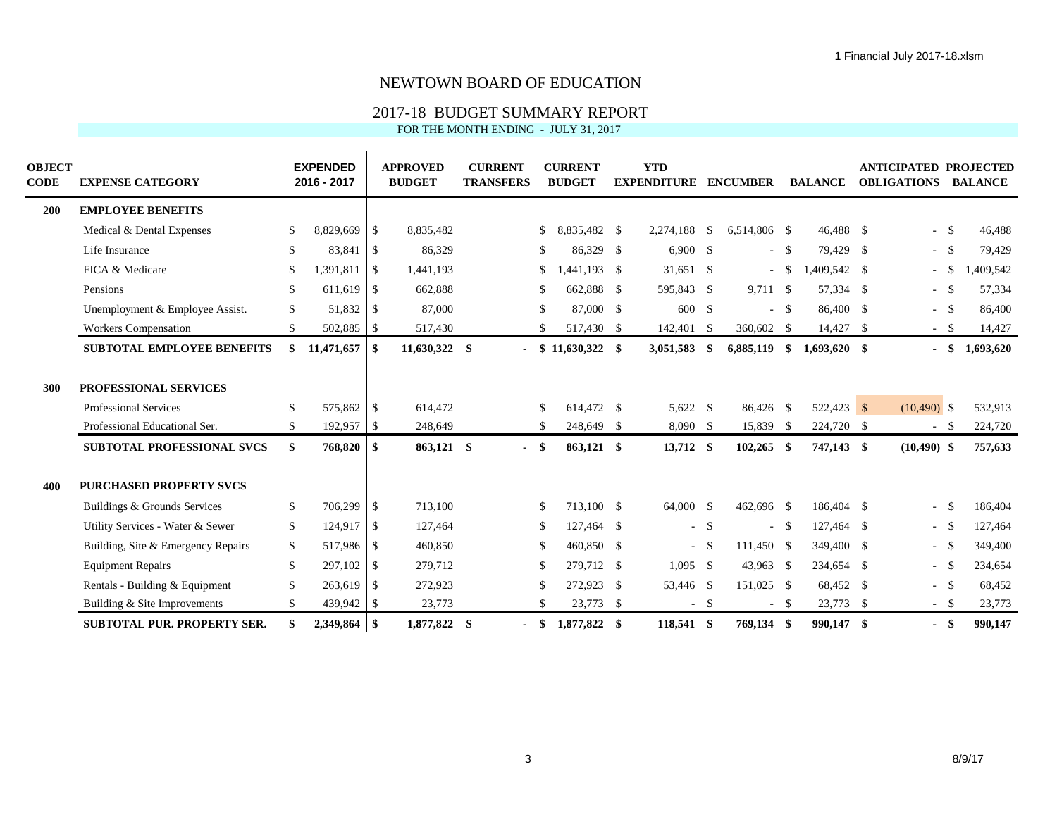# NEWTOWN BOARD OF EDUCATION

## 2017-18 BUDGET SUMMARY REPORT

FOR THE MONTH ENDING - JULY 31, 2017

| OBJECT CODE | EXPENSE CATEGORY | EXPENDED 2016 - 2017 | APPROVED BUDGET | CURRENT TRANSFERS | CURRENT BUDGET | YTD EXPENDITURE | ENCUMBER | BALANCE | ANTICIPATED OBLIGATIONS | PROJECTED BALANCE |
|---|---|---|---|---|---|---|---|---|---|---|
| 200 | **EMPLOYEE BENEFITS** | | | | | | | | | |
| | Medical & Dental Expenses | $ 8,829,669 | $ 8,835,482 | | $ 8,835,482 | $ 2,274,188 | $ 6,514,806 | $ 46,488 | $ - | $ 46,488 |
| | Life Insurance | $ 83,841 | $ 86,329 | | $ 86,329 | $ 6,900 | $ - | $ 79,429 | $ - | $ 79,429 |
| | FICA & Medicare | $ 1,391,811 | $ 1,441,193 | | $ 1,441,193 | $ 31,651 | $ - | $ 1,409,542 | $ - | $ 1,409,542 |
| | Pensions | $ 611,619 | $ 662,888 | | $ 662,888 | $ 595,843 | $ 9,711 | $ 57,334 | $ - | $ 57,334 |
| | Unemployment & Employee Assist. | $ 51,832 | $ 87,000 | | $ 87,000 | $ 600 | $ - | $ 86,400 | $ - | $ 86,400 |
| | Workers Compensation | $ 502,885 | $ 517,430 | | $ 517,430 | $ 142,401 | $ 360,602 | $ 14,427 | $ - | $ 14,427 |
| | **SUBTOTAL EMPLOYEE BENEFITS** | **$ 11,471,657** | **$ 11,630,322** | **$ -** | **$ 11,630,322** | **$ 3,051,583** | **$ 6,885,119** | **$ 1,693,620** | **$ -** | **$ 1,693,620** |
| 300 | **PROFESSIONAL SERVICES** | | | | | | | | | |
| | Professional Services | $ 575,862 | $ 614,472 | | $ 614,472 | $ 5,622 | $ 86,426 | $ 522,423 | $ (10,490) | $ 532,913 |
| | Professional Educational Ser. | $ 192,957 | $ 248,649 | | $ 248,649 | $ 8,090 | $ 15,839 | $ 224,720 | $ - | $ 224,720 |
| | **SUBTOTAL PROFESSIONAL SVCS** | **$ 768,820** | **$ 863,121** | **$ -** | **$ 863,121** | **$ 13,712** | **$ 102,265** | **$ 747,143** | **$ (10,490)** | **$ 757,633** |
| 400 | **PURCHASED PROPERTY SVCS** | | | | | | | | | |
| | Buildings & Grounds Services | $ 706,299 | $ 713,100 | | $ 713,100 | $ 64,000 | $ 462,696 | $ 186,404 | $ - | $ 186,404 |
| | Utility Services - Water & Sewer | $ 124,917 | $ 127,464 | | $ 127,464 | $ - | $ - | $ 127,464 | $ - | $ 127,464 |
| | Building, Site & Emergency Repairs | $ 517,986 | $ 460,850 | | $ 460,850 | $ - | $ 111,450 | $ 349,400 | $ - | $ 349,400 |
| | Equipment Repairs | $ 297,102 | $ 279,712 | | $ 279,712 | $ 1,095 | $ 43,963 | $ 234,654 | $ - | $ 234,654 |
| | Rentals - Building & Equipment | $ 263,619 | $ 272,923 | | $ 272,923 | $ 53,446 | $ 151,025 | $ 68,452 | $ - | $ 68,452 |
| | Building & Site Improvements | $ 439,942 | $ 23,773 | | $ 23,773 | $ - | $ - | $ 23,773 | $ - | $ 23,773 |
| | **SUBTOTAL PUR. PROPERTY SER.** | **$ 2,349,864** | **$ 1,877,822** | **$ -** | **$ 1,877,822** | **$ 118,541** | **$ 769,134** | **$ 990,147** | **$ -** | **$ 990,147** |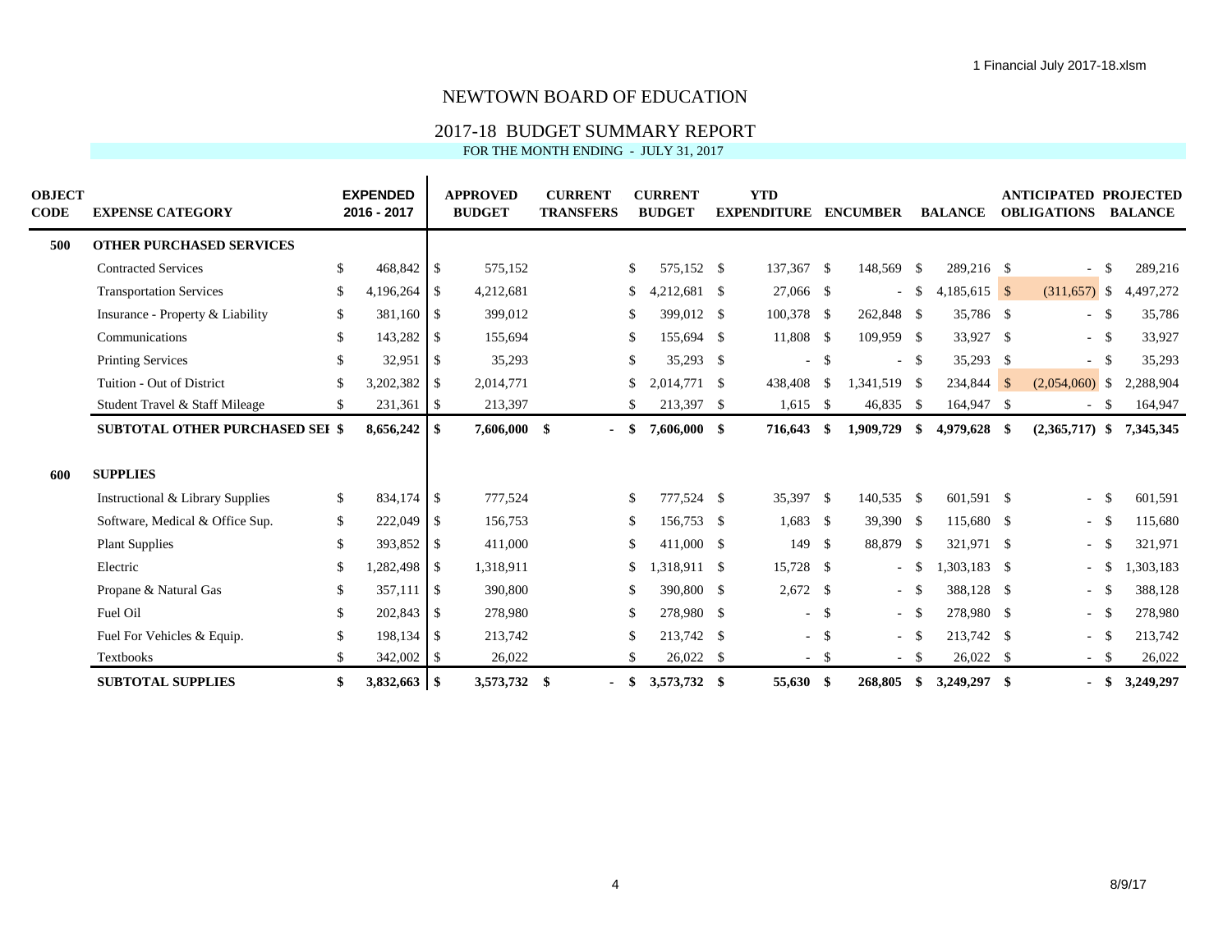# NEWTOWN BOARD OF EDUCATION

## 2017-18 BUDGET SUMMARY REPORT

FOR THE MONTH ENDING - JULY 31, 2017

| OBJECT CODE | EXPENSE CATEGORY | EXPENDED 2016 - 2017 | APPROVED BUDGET | CURRENT TRANSFERS | CURRENT BUDGET | YTD EXPENDITURE | ENCUMBER | BALANCE | ANTICIPATED OBLIGATIONS | PROJECTED BALANCE |
|---|---|---|---|---|---|---|---|---|---|---|
| **500** | **OTHER PURCHASED SERVICES** | | | | | | | | | |
| | Contracted Services | $ 468,842 | $ 575,152 | | $ 575,152 | $ 137,367 | $ 148,569 | $ 289,216 | $ - | $ 289,216 |
| | Transportation Services | $ 4,196,264 | $ 4,212,681 | | $ 4,212,681 | $ 27,066 | $ - | $ 4,185,615 | $ (311,657) | $ 4,497,272 |
| | Insurance - Property & Liability | $ 381,160 | $ 399,012 | | $ 399,012 | $ 100,378 | $ 262,848 | $ 35,786 | $ - | $ 35,786 |
| | Communications | $ 143,282 | $ 155,694 | | $ 155,694 | $ 11,808 | $ 109,959 | $ 33,927 | $ - | $ 33,927 |
| | Printing Services | $ 32,951 | $ 35,293 | | $ 35,293 | $ - | $ - | $ 35,293 | $ - | $ 35,293 |
| | Tuition - Out of District | $ 3,202,382 | $ 2,014,771 | | $ 2,014,771 | $ 438,408 | $ 1,341,519 | $ 234,844 | $ (2,054,060) | $ 2,288,904 |
| | Student Travel & Staff Mileage | $ 231,361 | $ 213,397 | | $ 213,397 | $ 1,615 | $ 46,835 | $ 164,947 | $ - | $ 164,947 |
| | **SUBTOTAL OTHER PURCHASED SEI** | **$ 8,656,242** | **$ 7,606,000** | **$ -** | **$ 7,606,000** | **$ 716,643** | **$ 1,909,729** | **$ 4,979,628** | **$ (2,365,717)** | **$ 7,345,345** |
| **600** | **SUPPLIES** | | | | | | | | | |
| | Instructional & Library Supplies | $ 834,174 | $ 777,524 | | $ 777,524 | $ 35,397 | $ 140,535 | $ 601,591 | $ - | $ 601,591 |
| | Software, Medical & Office Sup. | $ 222,049 | $ 156,753 | | $ 156,753 | $ 1,683 | $ 39,390 | $ 115,680 | $ - | $ 115,680 |
| | Plant Supplies | $ 393,852 | $ 411,000 | | $ 411,000 | $ 149 | $ 88,879 | $ 321,971 | $ - | $ 321,971 |
| | Electric | $ 1,282,498 | $ 1,318,911 | | $ 1,318,911 | $ 15,728 | $ - | $ 1,303,183 | $ - | $ 1,303,183 |
| | Propane & Natural Gas | $ 357,111 | $ 390,800 | | $ 390,800 | $ 2,672 | $ - | $ 388,128 | $ - | $ 388,128 |
| | Fuel Oil | $ 202,843 | $ 278,980 | | $ 278,980 | $ - | $ - | $ 278,980 | $ - | $ 278,980 |
| | Fuel For Vehicles & Equip. | $ 198,134 | $ 213,742 | | $ 213,742 | $ - | $ - | $ 213,742 | $ - | $ 213,742 |
| | Textbooks | $ 342,002 | $ 26,022 | | $ 26,022 | $ - | $ - | $ 26,022 | $ - | $ 26,022 |
| | **SUBTOTAL SUPPLIES** | **$ 3,832,663** | **$ 3,573,732** | **$ -** | **$ 3,573,732** | **$ 55,630** | **$ 268,805** | **$ 3,249,297** | **$ -** | **$ 3,249,297** |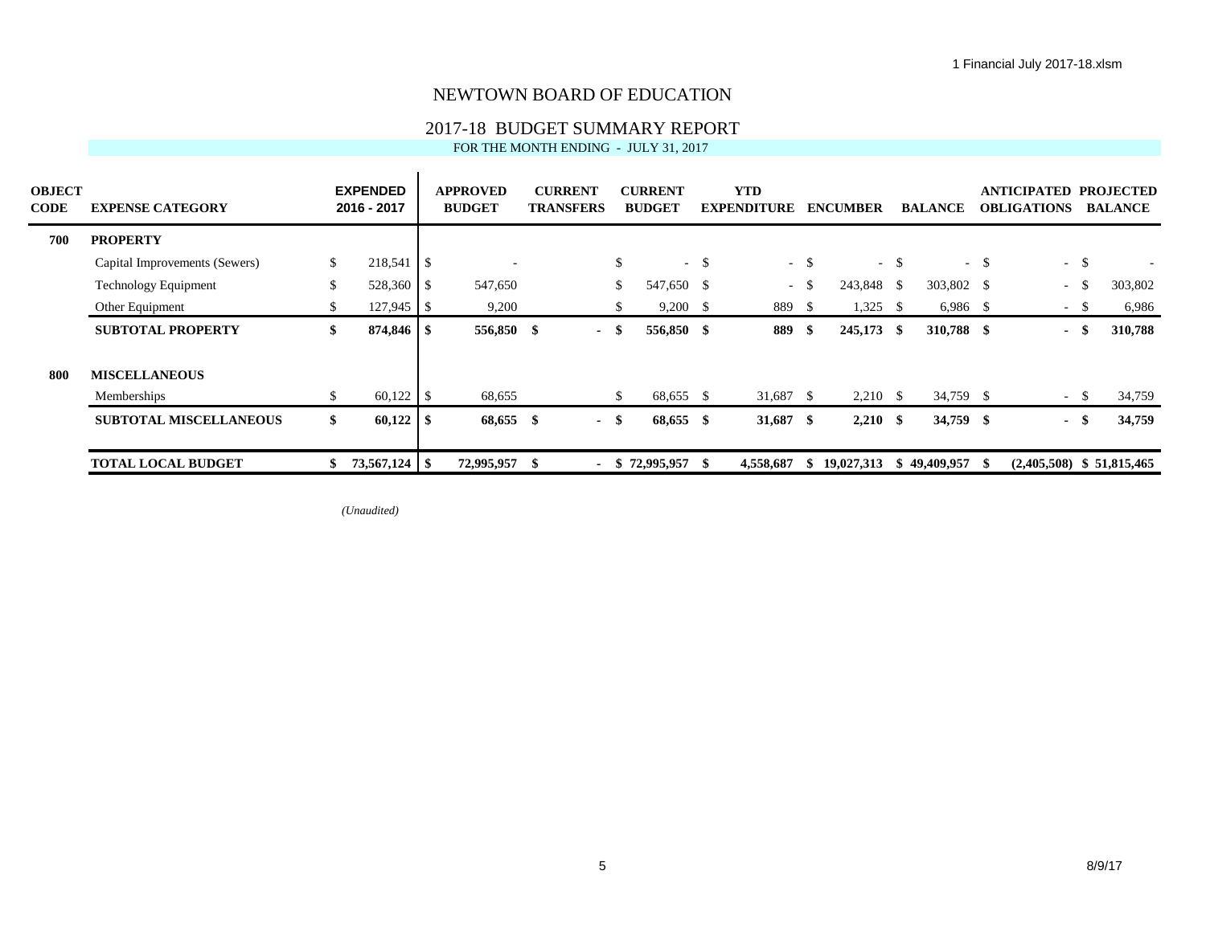# NEWTOWN BOARD OF EDUCATION

## 2017-18 BUDGET SUMMARY REPORT

FOR THE MONTH ENDING - JULY 31, 2017

| OBJECT CODE | EXPENSE CATEGORY | EXPENDED 2016 - 2017 | APPROVED BUDGET | CURRENT TRANSFERS | CURRENT BUDGET | YTD EXPENDITURE | ENCUMBER | BALANCE | ANTICIPATED OBLIGATIONS | PROJECTED BALANCE |
|---|---|---|---|---|---|---|---|---|---|---|
| **700** | **PROPERTY** | | | | | | | | | |
| | Capital Improvements (Sewers) | $ 218,541 | $ - | | $ - | $ - | $ - | $ - | $ - | $ - |
| | Technology Equipment | $ 528,360 | $ 547,650 | | $ 547,650 | $ - | $ 243,848 | $ 303,802 | $ - | $ 303,802 |
| | Other Equipment | $ 127,945 | $ 9,200 | | $ 9,200 | $ 889 | $ 1,325 | $ 6,986 | $ - | $ 6,986 |
| | **SUBTOTAL PROPERTY** | **$ 874,846** | **$ 556,850** | **$ -** | **$ 556,850** | **$ 889** | **$ 245,173** | **$ 310,788** | **$ -** | **$ 310,788** |
| **800** | **MISCELLANEOUS** | | | | | | | | | |
| | Memberships | $ 60,122 | $ 68,655 | | $ 68,655 | $ 31,687 | $ 2,210 | $ 34,759 | $ - | $ 34,759 |
| | **SUBTOTAL MISCELLANEOUS** | **$ 60,122** | **$ 68,655** | **$ -** | **$ 68,655** | **$ 31,687** | **$ 2,210** | **$ 34,759** | **$ -** | **$ 34,759** |
| | **TOTAL LOCAL BUDGET** | **$ 73,567,124** | **$ 72,995,957** | **$ -** | **$ 72,995,957** | **$ 4,558,687** | **$ 19,027,313** | **$ 49,409,957** | **$ (2,405,508)** | **$ 51,815,465** |

*(Unaudited)*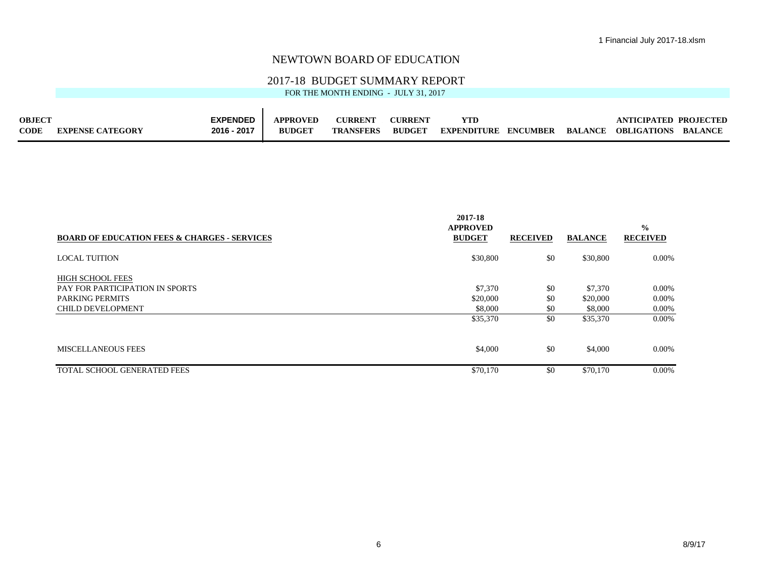# NEWTOWN BOARD OF EDUCATION

## 2017-18 BUDGET SUMMARY REPORT

FOR THE MONTH ENDING - JULY 31, 2017

| OBJECT CODE | EXPENSE CATEGORY | EXPENDED 2016 - 2017 | APPROVED BUDGET | CURRENT TRANSFERS | CURRENT BUDGET | YTD EXPENDITURE | ENCUMBER | BALANCE | ANTICIPATED OBLIGATIONS | PROJECTED BALANCE |
|---|---|---|---|---|---|---|---|---|---|---|

| BOARD OF EDUCATION FEES & CHARGES - SERVICES | 2017-18 APPROVED BUDGET | RECEIVED | BALANCE | % RECEIVED |
|---|---|---|---|---|
| LOCAL TUITION | $30,800 | $0 | $30,800 | 0.00% |
| HIGH SCHOOL FEES | | | | |
| PAY FOR PARTICIPATION IN SPORTS | $7,370 | $0 | $7,370 | 0.00% |
| PARKING PERMITS | $20,000 | $0 | $20,000 | 0.00% |
| CHILD DEVELOPMENT | $8,000 | $0 | $8,000 | 0.00% |
| | $35,370 | $0 | $35,370 | 0.00% |
| MISCELLANEOUS FEES | $4,000 | $0 | $4,000 | 0.00% |
| TOTAL SCHOOL GENERATED FEES | $70,170 | $0 | $70,170 | 0.00% |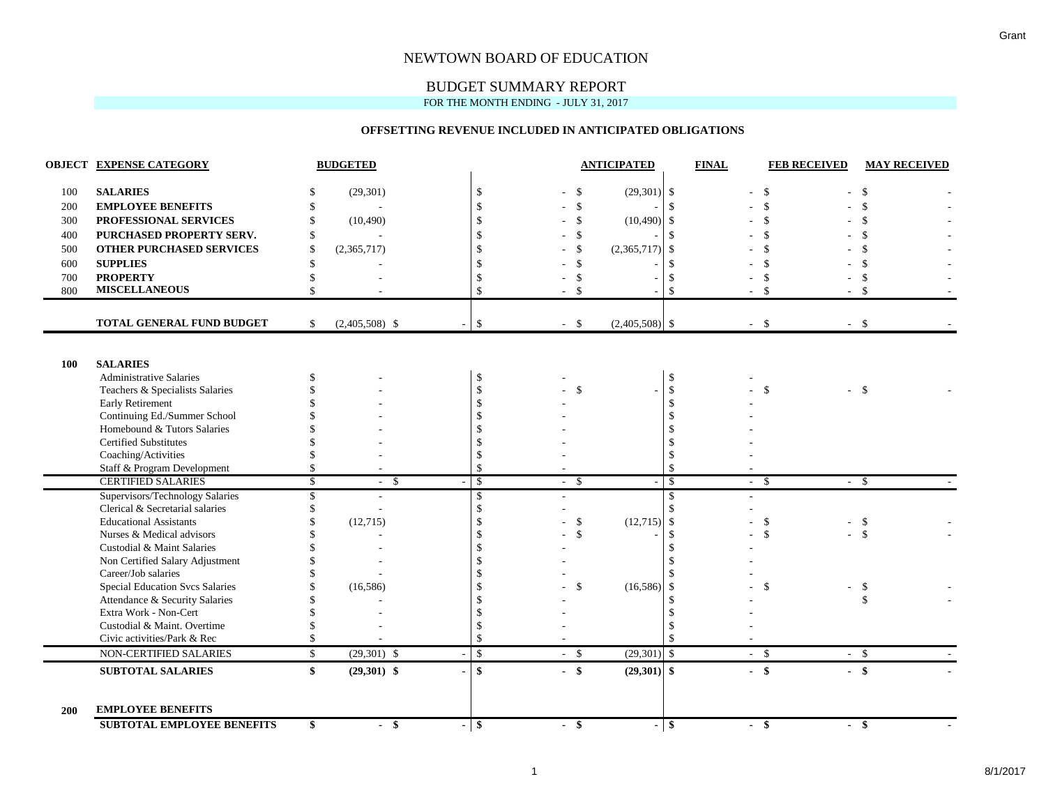Grant

# NEWTOWN BOARD OF EDUCATION

## BUDGET SUMMARY REPORT

FOR THE MONTH ENDING - JULY 31, 2017

### OFFSETTING REVENUE INCLUDED IN ANTICIPATED OBLIGATIONS

| OBJECT | EXPENSE CATEGORY | BUDGETED | | | ANTICIPATED | FINAL | FEB RECEIVED | MAY RECEIVED |
|---|---|---|---|---|---|---|---|---|
| 100 | **SALARIES** | $ (29,301) | | $ - | $ (29,301) | $ - | $ - | $ - |
| 200 | **EMPLOYEE BENEFITS** | $ - | | $ - | $ - | $ - | $ - | $ - |
| 300 | **PROFESSIONAL SERVICES** | $ (10,490) | | $ - | $ (10,490) | $ - | $ - | $ - |
| 400 | **PURCHASED PROPERTY SERV.** | $ - | | $ - | $ - | $ - | $ - | $ - |
| 500 | **OTHER PURCHASED SERVICES** | $ (2,365,717) | | $ - | $ (2,365,717) | $ - | $ - | $ - |
| 600 | **SUPPLIES** | $ - | | $ - | $ - | $ - | $ - | $ - |
| 700 | **PROPERTY** | $ - | | $ - | $ - | $ - | $ - | $ - |
| 800 | **MISCELLANEOUS** | $ - | | $ - | $ - | $ - | $ - | $ - |
| | **TOTAL GENERAL FUND BUDGET** | $ (2,405,508) | $ - | $ - | $ (2,405,508) | $ - | $ - | $ - |
| **100** | **SALARIES** | | | | | | | |
| | Administrative Salaries | $ - | | $ - | | $ - | | |
| | Teachers & Specialists Salaries | $ - | | $ - | $ - | $ - | $ - | $ - |
| | Early Retirement | $ - | | $ - | | $ - | | |
| | Continuing Ed./Summer School | $ - | | $ - | | $ - | | |
| | Homebound & Tutors Salaries | $ - | | $ - | | $ - | | |
| | Certified Substitutes | $ - | | $ - | | $ - | | |
| | Coaching/Activities | $ - | | $ - | | $ - | | |
| | Staff & Program Development | $ - | | $ - | | $ - | | |
| | CERTIFIED SALARIES | $ - | $ - | $ - | $ - | $ - | $ - | $ - |
| | Supervisors/Technology Salaries | $ - | | $ - | | $ - | | |
| | Clerical & Secretarial salaries | $ - | | $ - | | $ - | | |
| | Educational Assistants | $ (12,715) | | $ - | $ (12,715) | $ - | $ - | $ - |
| | Nurses & Medical advisors | $ - | | $ - | $ - | $ - | $ - | $ - |
| | Custodial & Maint Salaries | $ - | | $ - | | $ - | | |
| | Non Certified Salary Adjustment | $ - | | $ - | | $ - | | |
| | Career/Job salaries | $ - | | $ - | | $ - | | |
| | Special Education Svcs Salaries | $ (16,586) | | $ - | $ (16,586) | $ - | $ - | $ - |
| | Attendance & Security Salaries | $ - | | $ - | | $ - | | $ - |
| | Extra Work - Non-Cert | $ - | | $ - | | $ - | | |
| | Custodial & Maint. Overtime | $ - | | $ - | | $ - | | |
| | Civic activities/Park & Rec | $ - | | $ - | | $ - | | |
| | NON-CERTIFIED SALARIES | $ (29,301) | $ - | $ - | $ (29,301) | $ - | $ - | $ - |
| | **SUBTOTAL SALARIES** | **$ (29,301)** | **$ -** | **$ -** | **$ (29,301)** | **$ -** | **$ -** | **$ -** |
| **200** | **EMPLOYEE BENEFITS** | | | | | | | |
| | **SUBTOTAL EMPLOYEE BENEFITS** | **$ -** | **$ -** | **$ -** | **$ -** | **$ -** | **$ -** | **$ -** |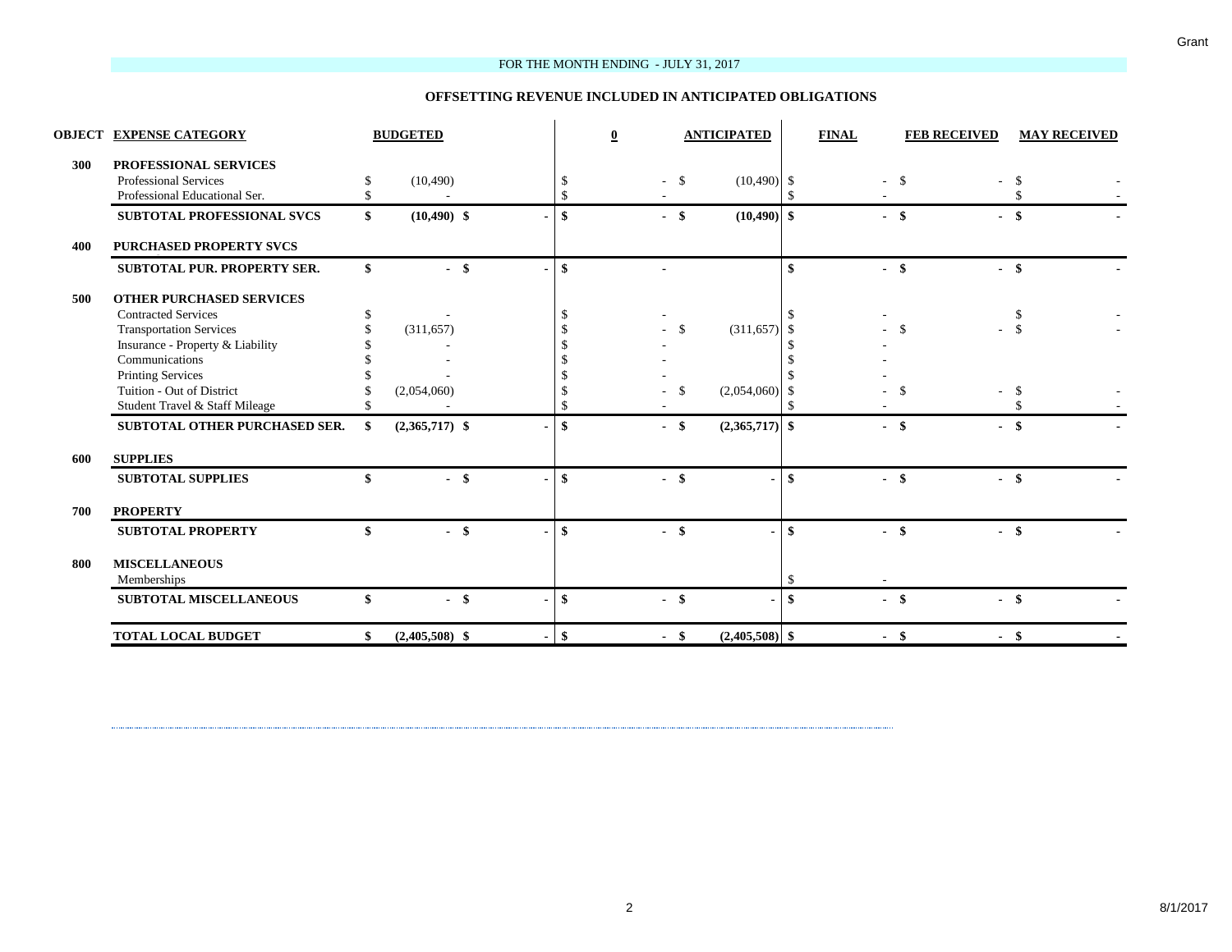FOR THE MONTH ENDING - JULY 31, 2017

## OFFSETTING REVENUE INCLUDED IN ANTICIPATED OBLIGATIONS

| OBJECT | EXPENSE CATEGORY | BUDGETED | | 0 | ANTICIPATED | FINAL | FEB RECEIVED | MAY RECEIVED |
|---|---|---|---|---|---|---|---|---|
| 300 | **PROFESSIONAL SERVICES** | | | | | | | |
| | Professional Services | $ (10,490) | | $ - | $ (10,490) | $ - | $ - | $ - |
| | Professional Educational Ser. | $ - | | $ - | | $ - | | $ - |
| | **SUBTOTAL PROFESSIONAL SVCS** | **$ (10,490)** | **$ -** | **$ -** | **$ (10,490)** | **$ -** | **$ -** | **$ -** |
| 400 | **PURCHASED PROPERTY SVCS** | | | | | | | |
| | **SUBTOTAL PUR. PROPERTY SER.** | **$ -** | **$ -** | **$ -** | | **$ -** | **$ -** | **$ -** |
| 500 | **OTHER PURCHASED SERVICES** | | | | | | | |
| | Contracted Services | $ - | | $ - | | $ - | | $ - |
| | Transportation Services | $ (311,657) | | $ - | $ (311,657) | $ - | $ - | $ - |
| | Insurance - Property & Liability | $ - | | $ - | | $ - | | |
| | Communications | $ - | | $ - | | $ - | | |
| | Printing Services | $ - | | $ - | | $ - | | |
| | Tuition - Out of District | $ (2,054,060) | | $ - | $ (2,054,060) | $ - | $ - | $ - |
| | Student Travel & Staff Mileage | $ - | | $ - | | $ - | | $ - |
| | **SUBTOTAL OTHER PURCHASED SER.** | **$ (2,365,717)** | **$ -** | **$ -** | **$ (2,365,717)** | **$ -** | **$ -** | **$ -** |
| 600 | **SUPPLIES** | | | | | | | |
| | **SUBTOTAL SUPPLIES** | **$ -** | **$ -** | **$ -** | **$ -** | **$ -** | **$ -** | **$ -** |
| 700 | **PROPERTY** | | | | | | | |
| | **SUBTOTAL PROPERTY** | **$ -** | **$ -** | **$ -** | **$ -** | **$ -** | **$ -** | **$ -** |
| 800 | **MISCELLANEOUS** | | | | | | | |
| | Memberships | | | | | $ - | | |
| | **SUBTOTAL MISCELLANEOUS** | **$ -** | **$ -** | **$ -** | **$ -** | **$ -** | **$ -** | **$ -** |
| | **TOTAL LOCAL BUDGET** | **$ (2,405,508)** | **$ -** | **$ -** | **$ (2,405,508)** | **$ -** | **$ -** | **$ -** |